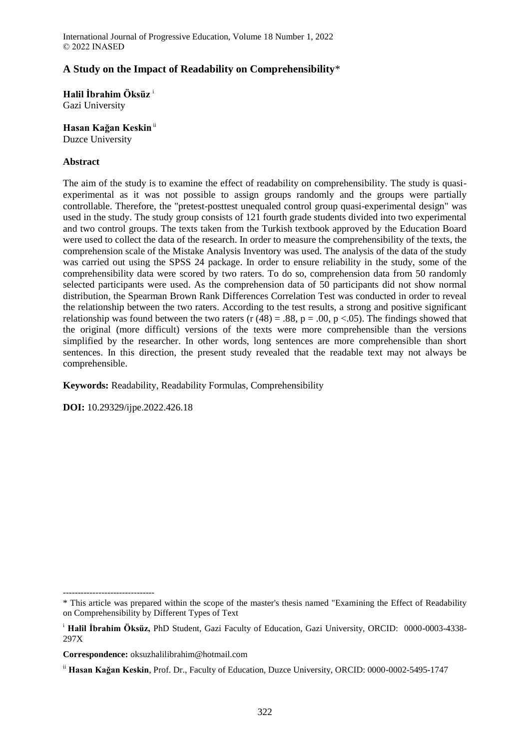# A Study on the Impact of Readability on Comprehensibility*

**Halil İbrahim Öksüz** [i]
Gazi University

**Hasan Kağan Keskin** [ii]
Duzce University

## Abstract

The aim of the study is to examine the effect of readability on comprehensibility. The study is quasi-experimental as it was not possible to assign groups randomly and the groups were partially controllable. Therefore, the "pretest-posttest unequaled control group quasi-experimental design" was used in the study. The study group consists of 121 fourth grade students divided into two experimental and two control groups. The texts taken from the Turkish textbook approved by the Education Board were used to collect the data of the research. In order to measure the comprehensibility of the texts, the comprehension scale of the Mistake Analysis Inventory was used. The analysis of the data of the study was carried out using the SPSS 24 package. In order to ensure reliability in the study, some of the comprehensibility data were scored by two raters. To do so, comprehension data from 50 randomly selected participants were used. As the comprehension data of 50 participants did not show normal distribution, the Spearman Brown Rank Differences Correlation Test was conducted in order to reveal the relationship between the two raters. According to the test results, a strong and positive significant relationship was found between the two raters ($r(48) = .88$, $p = .00$, $p < .05$). The findings showed that the original (more difficult) versions of the texts were more comprehensible than the versions simplified by the researcher. In other words, long sentences are more comprehensible than short sentences. In this direction, the present study revealed that the readable text may not always be comprehensible.

**Keywords:** Readability, Readability Formulas, Comprehensibility

**DOI:** 10.29329/ijpe.2022.426.18

-------------------------------

\* This article was prepared within the scope of the master's thesis named "Examining the Effect of Readability on Comprehensibility by Different Types of Text

[i] **Halil İbrahim Öksüz,** PhD Student, Gazi Faculty of Education, Gazi University, ORCID: 0000-0003-4338-297X

**Correspondence:** oksuzhalilibrahim@hotmail.com

[ii] **Hasan Kağan Keskin**, Prof. Dr., Faculty of Education, Duzce University, ORCID: 0000-0002-5495-1747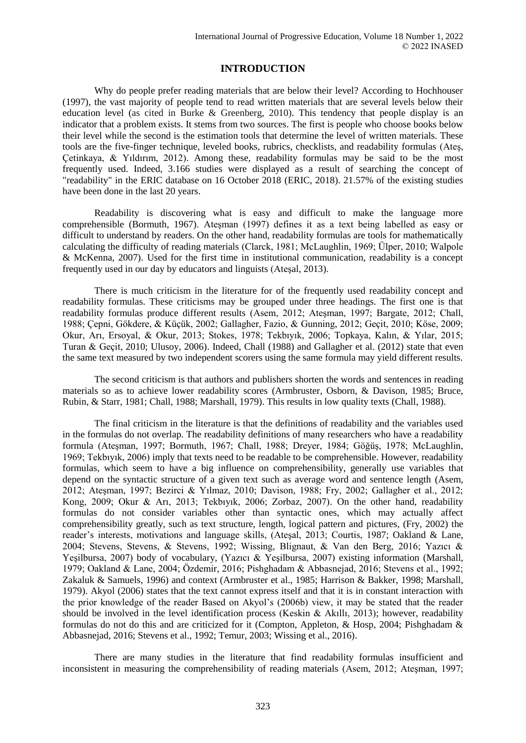## INTRODUCTION

Why do people prefer reading materials that are below their level? According to Hochhouser (1997), the vast majority of people tend to read written materials that are several levels below their education level (as cited in Burke & Greenberg, 2010). This tendency that people display is an indicator that a problem exists. It stems from two sources. The first is people who choose books below their level while the second is the estimation tools that determine the level of written materials. These tools are the five-finger technique, leveled books, rubrics, checklists, and readability formulas (Ateş, Çetinkaya, & Yıldırım, 2012). Among these, readability formulas may be said to be the most frequently used. Indeed, 3.166 studies were displayed as a result of searching the concept of "readability" in the ERIC database on 16 October 2018 (ERIC, 2018). 21.57% of the existing studies have been done in the last 20 years.

Readability is discovering what is easy and difficult to make the language more comprehensible (Bormuth, 1967). Ateşman (1997) defines it as a text being labelled as easy or difficult to understand by readers. On the other hand, readability formulas are tools for mathematically calculating the difficulty of reading materials (Clarck, 1981; McLaughlin, 1969; Ülper, 2010; Walpole & McKenna, 2007). Used for the first time in institutional communication, readability is a concept frequently used in our day by educators and linguists (Ateşal, 2013).

There is much criticism in the literature for of the frequently used readability concept and readability formulas. These criticisms may be grouped under three headings. The first one is that readability formulas produce different results (Asem, 2012; Ateşman, 1997; Bargate, 2012; Chall, 1988; Çepni, Gökdere, & Küçük, 2002; Gallagher, Fazio, & Gunning, 2012; Geçit, 2010; Köse, 2009; Okur, Arı, Ersoyal, & Okur, 2013; Stokes, 1978; Tekbıyık, 2006; Topkaya, Kalın, & Yılar, 2015; Turan & Geçit, 2010; Ulusoy, 2006). Indeed, Chall (1988) and Gallagher et al. (2012) state that even the same text measured by two independent scorers using the same formula may yield different results.

The second criticism is that authors and publishers shorten the words and sentences in reading materials so as to achieve lower readability scores (Armbruster, Osborn, & Davison, 1985; Bruce, Rubin, & Starr, 1981; Chall, 1988; Marshall, 1979). This results in low quality texts (Chall, 1988).

The final criticism in the literature is that the definitions of readability and the variables used in the formulas do not overlap. The readability definitions of many researchers who have a readability formula (Ateşman, 1997; Bormuth, 1967; Chall, 1988; Dreyer, 1984; Göğüş, 1978; McLaughlin, 1969; Tekbıyık, 2006) imply that texts need to be readable to be comprehensible. However, readability formulas, which seem to have a big influence on comprehensibility, generally use variables that depend on the syntactic structure of a given text such as average word and sentence length (Asem, 2012; Ateşman, 1997; Bezirci & Yılmaz, 2010; Davison, 1988; Fry, 2002; Gallagher et al., 2012; Kong, 2009; Okur & Arı, 2013; Tekbıyık, 2006; Zorbaz, 2007). On the other hand, readability formulas do not consider variables other than syntactic ones, which may actually affect comprehensibility greatly, such as text structure, length, logical pattern and pictures, (Fry, 2002) the reader's interests, motivations and language skills, (Ateşal, 2013; Courtis, 1987; Oakland & Lane, 2004; Stevens, Stevens, & Stevens, 1992; Wissing, Blignaut, & Van den Berg, 2016; Yazıcı & Yeşilbursa, 2007) body of vocabulary, (Yazıcı & Yeşilbursa, 2007) existing information (Marshall, 1979; Oakland & Lane, 2004; Özdemir, 2016; Pishghadam & Abbasnejad, 2016; Stevens et al., 1992; Zakaluk & Samuels, 1996) and context (Armbruster et al., 1985; Harrison & Bakker, 1998; Marshall, 1979). Akyol (2006) states that the text cannot express itself and that it is in constant interaction with the prior knowledge of the reader Based on Akyol's (2006b) view, it may be stated that the reader should be involved in the level identification process (Keskin & Akıllı, 2013); however, readability formulas do not do this and are criticized for it (Compton, Appleton, & Hosp, 2004; Pishghadam & Abbasnejad, 2016; Stevens et al., 1992; Temur, 2003; Wissing et al., 2016).

There are many studies in the literature that find readability formulas insufficient and inconsistent in measuring the comprehensibility of reading materials (Asem, 2012; Ateşman, 1997;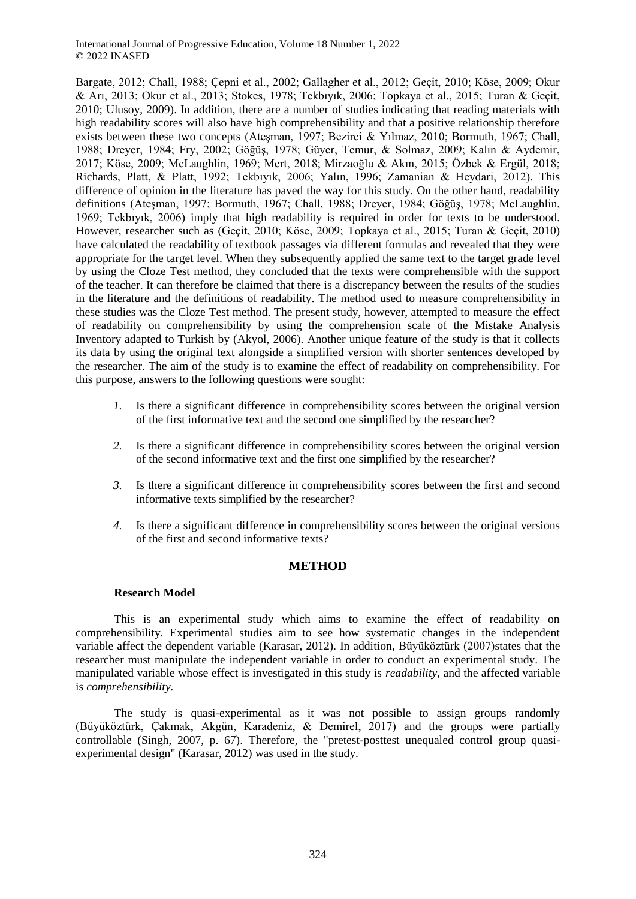Bargate, 2012; Chall, 1988; Çepni et al., 2002; Gallagher et al., 2012; Geçit, 2010; Köse, 2009; Okur & Arı, 2013; Okur et al., 2013; Stokes, 1978; Tekbıyık, 2006; Topkaya et al., 2015; Turan & Geçit, 2010; Ulusoy, 2009). In addition, there are a number of studies indicating that reading materials with high readability scores will also have high comprehensibility and that a positive relationship therefore exists between these two concepts (Ateşman, 1997; Bezirci & Yılmaz, 2010; Bormuth, 1967; Chall, 1988; Dreyer, 1984; Fry, 2002; Göğüş, 1978; Güyer, Temur, & Solmaz, 2009; Kalın & Aydemir, 2017; Köse, 2009; McLaughlin, 1969; Mert, 2018; Mirzaoğlu & Akın, 2015; Özbek & Ergül, 2018; Richards, Platt, & Platt, 1992; Tekbıyık, 2006; Yalın, 1996; Zamanian & Heydari, 2012). This difference of opinion in the literature has paved the way for this study. On the other hand, readability definitions (Ateşman, 1997; Bormuth, 1967; Chall, 1988; Dreyer, 1984; Göğüş, 1978; McLaughlin, 1969; Tekbıyık, 2006) imply that high readability is required in order for texts to be understood. However, researcher such as (Geçit, 2010; Köse, 2009; Topkaya et al., 2015; Turan & Geçit, 2010) have calculated the readability of textbook passages via different formulas and revealed that they were appropriate for the target level. When they subsequently applied the same text to the target grade level by using the Cloze Test method, they concluded that the texts were comprehensible with the support of the teacher. It can therefore be claimed that there is a discrepancy between the results of the studies in the literature and the definitions of readability. The method used to measure comprehensibility in these studies was the Cloze Test method. The present study, however, attempted to measure the effect of readability on comprehensibility by using the comprehension scale of the Mistake Analysis Inventory adapted to Turkish by (Akyol, 2006). Another unique feature of the study is that it collects its data by using the original text alongside a simplified version with shorter sentences developed by the researcher. The aim of the study is to examine the effect of readability on comprehensibility. For this purpose, answers to the following questions were sought:

1. Is there a significant difference in comprehensibility scores between the original version of the first informative text and the second one simplified by the researcher?
2. Is there a significant difference in comprehensibility scores between the original version of the second informative text and the first one simplified by the researcher?
3. Is there a significant difference in comprehensibility scores between the first and second informative texts simplified by the researcher?
4. Is there a significant difference in comprehensibility scores between the original versions of the first and second informative texts?

## METHOD

### Research Model

This is an experimental study which aims to examine the effect of readability on comprehensibility. Experimental studies aim to see how systematic changes in the independent variable affect the dependent variable (Karasar, 2012). In addition, Büyüköztürk (2007)states that the researcher must manipulate the independent variable in order to conduct an experimental study. The manipulated variable whose effect is investigated in this study is *readability,* and the affected variable is *comprehensibility.*

The study is quasi-experimental as it was not possible to assign groups randomly (Büyüköztürk, Çakmak, Akgün, Karadeniz, & Demirel, 2017) and the groups were partially controllable (Singh, 2007, p. 67). Therefore, the "pretest-posttest unequaled control group quasi-experimental design" (Karasar, 2012) was used in the study.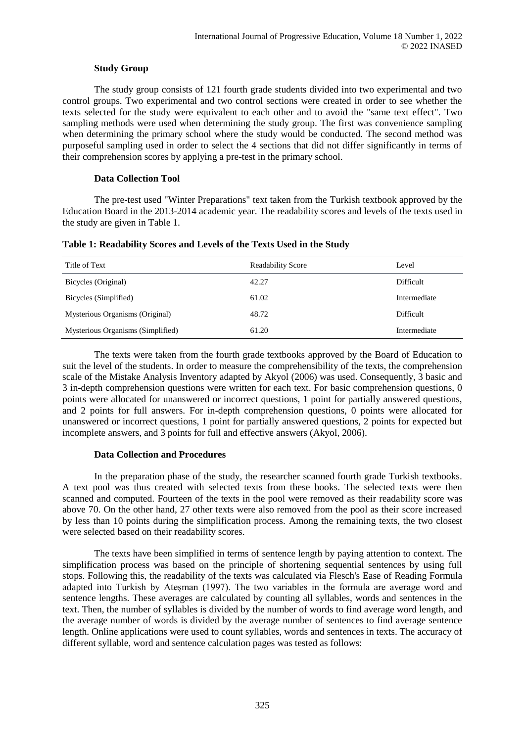### Study Group

The study group consists of 121 fourth grade students divided into two experimental and two control groups. Two experimental and two control sections were created in order to see whether the texts selected for the study were equivalent to each other and to avoid the "same text effect". Two sampling methods were used when determining the study group. The first was convenience sampling when determining the primary school where the study would be conducted. The second method was purposeful sampling used in order to select the 4 sections that did not differ significantly in terms of their comprehension scores by applying a pre-test in the primary school.

### Data Collection Tool

The pre-test used "Winter Preparations" text taken from the Turkish textbook approved by the Education Board in the 2013-2014 academic year. The readability scores and levels of the texts used in the study are given in Table 1.

**Table 1: Readability Scores and Levels of the Texts Used in the Study**

| Title of Text | Readability Score | Level |
|---|---|---|
| Bicycles (Original) | 42.27 | Difficult |
| Bicycles (Simplified) | 61.02 | Intermediate |
| Mysterious Organisms (Original) | 48.72 | Difficult |
| Mysterious Organisms (Simplified) | 61.20 | Intermediate |

The texts were taken from the fourth grade textbooks approved by the Board of Education to suit the level of the students. In order to measure the comprehensibility of the texts, the comprehension scale of the Mistake Analysis Inventory adapted by Akyol (2006) was used. Consequently, 3 basic and 3 in-depth comprehension questions were written for each text. For basic comprehension questions, 0 points were allocated for unanswered or incorrect questions, 1 point for partially answered questions, and 2 points for full answers. For in-depth comprehension questions, 0 points were allocated for unanswered or incorrect questions, 1 point for partially answered questions, 2 points for expected but incomplete answers, and 3 points for full and effective answers (Akyol, 2006).

### Data Collection and Procedures

In the preparation phase of the study, the researcher scanned fourth grade Turkish textbooks. A text pool was thus created with selected texts from these books. The selected texts were then scanned and computed. Fourteen of the texts in the pool were removed as their readability score was above 70. On the other hand, 27 other texts were also removed from the pool as their score increased by less than 10 points during the simplification process. Among the remaining texts, the two closest were selected based on their readability scores.

The texts have been simplified in terms of sentence length by paying attention to context. The simplification process was based on the principle of shortening sequential sentences by using full stops. Following this, the readability of the texts was calculated via Flesch's Ease of Reading Formula adapted into Turkish by Ateşman (1997). The two variables in the formula are average word and sentence lengths. These averages are calculated by counting all syllables, words and sentences in the text. Then, the number of syllables is divided by the number of words to find average word length, and the average number of words is divided by the average number of sentences to find average sentence length. Online applications were used to count syllables, words and sentences in texts. The accuracy of different syllable, word and sentence calculation pages was tested as follows: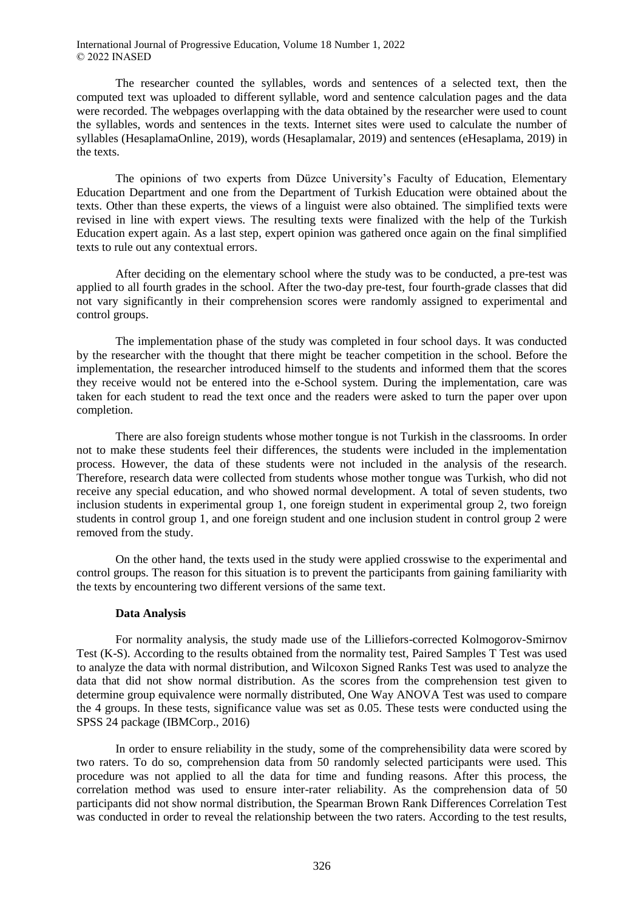The researcher counted the syllables, words and sentences of a selected text, then the computed text was uploaded to different syllable, word and sentence calculation pages and the data were recorded. The webpages overlapping with the data obtained by the researcher were used to count the syllables, words and sentences in the texts. Internet sites were used to calculate the number of syllables (HesaplamaOnline, 2019), words (Hesaplamalar, 2019) and sentences (eHesaplama, 2019) in the texts.

The opinions of two experts from Düzce University's Faculty of Education, Elementary Education Department and one from the Department of Turkish Education were obtained about the texts. Other than these experts, the views of a linguist were also obtained. The simplified texts were revised in line with expert views. The resulting texts were finalized with the help of the Turkish Education expert again. As a last step, expert opinion was gathered once again on the final simplified texts to rule out any contextual errors.

After deciding on the elementary school where the study was to be conducted, a pre-test was applied to all fourth grades in the school. After the two-day pre-test, four fourth-grade classes that did not vary significantly in their comprehension scores were randomly assigned to experimental and control groups.

The implementation phase of the study was completed in four school days. It was conducted by the researcher with the thought that there might be teacher competition in the school. Before the implementation, the researcher introduced himself to the students and informed them that the scores they receive would not be entered into the e-School system. During the implementation, care was taken for each student to read the text once and the readers were asked to turn the paper over upon completion.

There are also foreign students whose mother tongue is not Turkish in the classrooms. In order not to make these students feel their differences, the students were included in the implementation process. However, the data of these students were not included in the analysis of the research. Therefore, research data were collected from students whose mother tongue was Turkish, who did not receive any special education, and who showed normal development. A total of seven students, two inclusion students in experimental group 1, one foreign student in experimental group 2, two foreign students in control group 1, and one foreign student and one inclusion student in control group 2 were removed from the study.

On the other hand, the texts used in the study were applied crosswise to the experimental and control groups. The reason for this situation is to prevent the participants from gaining familiarity with the texts by encountering two different versions of the same text.

### Data Analysis

For normality analysis, the study made use of the Lilliefors-corrected Kolmogorov-Smirnov Test (K-S). According to the results obtained from the normality test, Paired Samples T Test was used to analyze the data with normal distribution, and Wilcoxon Signed Ranks Test was used to analyze the data that did not show normal distribution. As the scores from the comprehension test given to determine group equivalence were normally distributed, One Way ANOVA Test was used to compare the 4 groups. In these tests, significance value was set as 0.05. These tests were conducted using the SPSS 24 package (IBMCorp., 2016)

In order to ensure reliability in the study, some of the comprehensibility data were scored by two raters. To do so, comprehension data from 50 randomly selected participants were used. This procedure was not applied to all the data for time and funding reasons. After this process, the correlation method was used to ensure inter-rater reliability. As the comprehension data of 50 participants did not show normal distribution, the Spearman Brown Rank Differences Correlation Test was conducted in order to reveal the relationship between the two raters. According to the test results,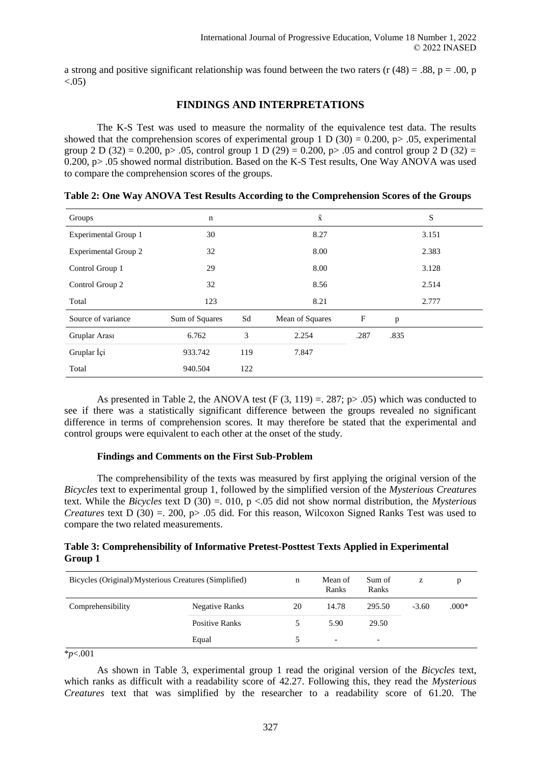a strong and positive significant relationship was found between the two raters (r (48) = .88, p = .00, p <.05)

## FINDINGS AND INTERPRETATIONS

The K-S Test was used to measure the normality of the equivalence test data. The results showed that the comprehension scores of experimental group 1 D (30) = 0.200, p> .05, experimental group 2 D (32) = 0.200, p> .05, control group 1 D (29) = 0.200, p> .05 and control group 2 D (32) = 0.200, p> .05 showed normal distribution. Based on the K-S Test results, One Way ANOVA was used to compare the comprehension scores of the groups.

**Table 2: One Way ANOVA Test Results According to the Comprehension Scores of the Groups**

| Groups | n | | x̄ | | | S |
|---|---|---|---|---|---|---|
| Experimental Group 1 | 30 | | 8.27 | | | 3.151 |
| Experimental Group 2 | 32 | | 8.00 | | | 2.383 |
| Control Group 1 | 29 | | 8.00 | | | 3.128 |
| Control Group 2 | 32 | | 8.56 | | | 2.514 |
| Total | 123 | | 8.21 | | | 2.777 |
| Source of variance | Sum of Squares | Sd | Mean of Squares | F | p | |
| Gruplar Arası | 6.762 | 3 | 2.254 | .287 | .835 | |
| Gruplar İçi | 933.742 | 119 | 7.847 | | | |
| Total | 940.504 | 122 | | | | |

As presented in Table 2, the ANOVA test (F (3, 119) =. 287; p> .05) which was conducted to see if there was a statistically significant difference between the groups revealed no significant difference in terms of comprehension scores. It may therefore be stated that the experimental and control groups were equivalent to each other at the onset of the study.

### Findings and Comments on the First Sub-Problem

The comprehensibility of the texts was measured by first applying the original version of the *Bicycles* text to experimental group 1, followed by the simplified version of the *Mysterious Creatures* text. While the *Bicycles* text D (30) =. 010, p <.05 did not show normal distribution, the *Mysterious Creatures* text D (30) =. 200, p> .05 did. For this reason, Wilcoxon Signed Ranks Test was used to compare the two related measurements.

**Table 3: Comprehensibility of Informative Pretest-Posttest Texts Applied in Experimental Group 1**

| Bicycles (Original)/Mysterious Creatures (Simplified) | | n | Mean of Ranks | Sum of Ranks | z | p |
|---|---|---|---|---|---|---|
| Comprehensibility | Negative Ranks | 20 | 14.78 | 295.50 | -3.60 | .000* |
| | Positive Ranks | 5 | 5.90 | 29.50 | | |
| | Equal | 5 | - | - | | |

*$p$<.001

As shown in Table 3, experimental group 1 read the original version of the *Bicycles* text, which ranks as difficult with a readability score of 42.27. Following this, they read the *Mysterious Creatures* text that was simplified by the researcher to a readability score of 61.20. The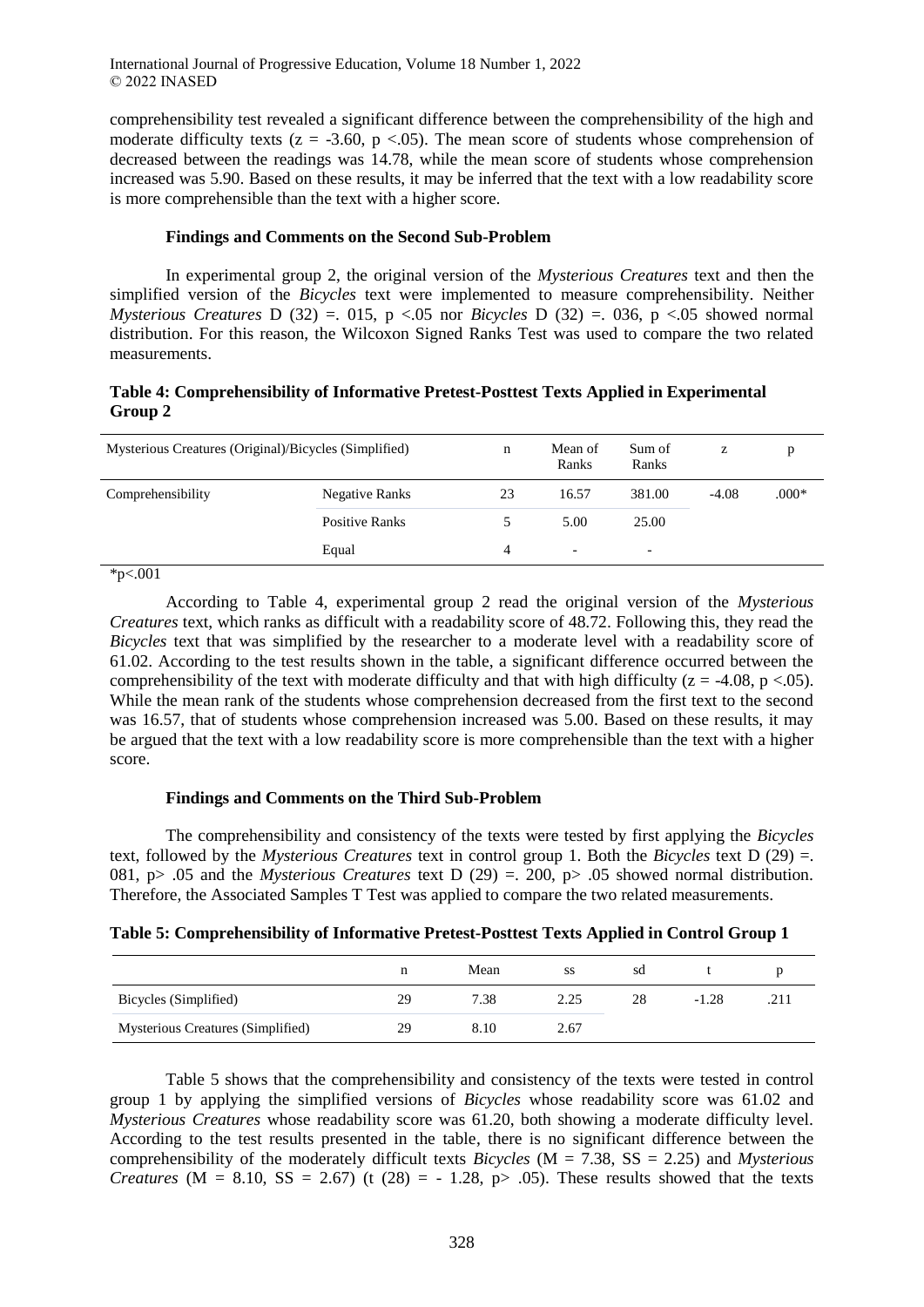comprehensibility test revealed a significant difference between the comprehensibility of the high and moderate difficulty texts ($z = -3.60$, $p < .05$). The mean score of students whose comprehension of decreased between the readings was 14.78, while the mean score of students whose comprehension increased was 5.90. Based on these results, it may be inferred that the text with a low readability score is more comprehensible than the text with a higher score.

### Findings and Comments on the Second Sub-Problem

In experimental group 2, the original version of the *Mysterious Creatures* text and then the simplified version of the *Bicycles* text were implemented to measure comprehensibility. Neither *Mysterious Creatures* D (32) =. 015, p <.05 nor *Bicycles* D (32) =. 036, p <.05 showed normal distribution. For this reason, the Wilcoxon Signed Ranks Test was used to compare the two related measurements.

**Table 4: Comprehensibility of Informative Pretest-Posttest Texts Applied in Experimental Group 2**

| Mysterious Creatures (Original)/Bicycles (Simplified) | | n | Mean of Ranks | Sum of Ranks | z | p |
|---|---|---|---|---|---|---|
| Comprehensibility | Negative Ranks | 23 | 16.57 | 381.00 | -4.08 | .000* |
| | Positive Ranks | 5 | 5.00 | 25.00 | | |
| | Equal | 4 | - | - | | |

*p<.001

According to Table 4, experimental group 2 read the original version of the *Mysterious Creatures* text, which ranks as difficult with a readability score of 48.72. Following this, they read the *Bicycles* text that was simplified by the researcher to a moderate level with a readability score of 61.02. According to the test results shown in the table, a significant difference occurred between the comprehensibility of the text with moderate difficulty and that with high difficulty ($z = -4.08$, $p < .05$). While the mean rank of the students whose comprehension decreased from the first text to the second was 16.57, that of students whose comprehension increased was 5.00. Based on these results, it may be argued that the text with a low readability score is more comprehensible than the text with a higher score.

### Findings and Comments on the Third Sub-Problem

The comprehensibility and consistency of the texts were tested by first applying the *Bicycles* text, followed by the *Mysterious Creatures* text in control group 1. Both the *Bicycles* text D (29) =. 081, p> .05 and the *Mysterious Creatures* text D (29) =. 200, p> .05 showed normal distribution. Therefore, the Associated Samples T Test was applied to compare the two related measurements.

**Table 5: Comprehensibility of Informative Pretest-Posttest Texts Applied in Control Group 1**

| | n | Mean | ss | sd | t | p |
|---|---|---|---|---|---|---|
| Bicycles (Simplified) | 29 | 7.38 | 2.25 | 28 | -1.28 | .211 |
| Mysterious Creatures (Simplified) | 29 | 8.10 | 2.67 | | | |

Table 5 shows that the comprehensibility and consistency of the texts were tested in control group 1 by applying the simplified versions of *Bicycles* whose readability score was 61.02 and *Mysterious Creatures* whose readability score was 61.20, both showing a moderate difficulty level. According to the test results presented in the table, there is no significant difference between the comprehensibility of the moderately difficult texts *Bicycles* ($M = 7.38$, $SS = 2.25$) and *Mysterious Creatures* ($M = 8.10$, $SS = 2.67$) ($t(28) = -1.28$, $p > .05$). These results showed that the texts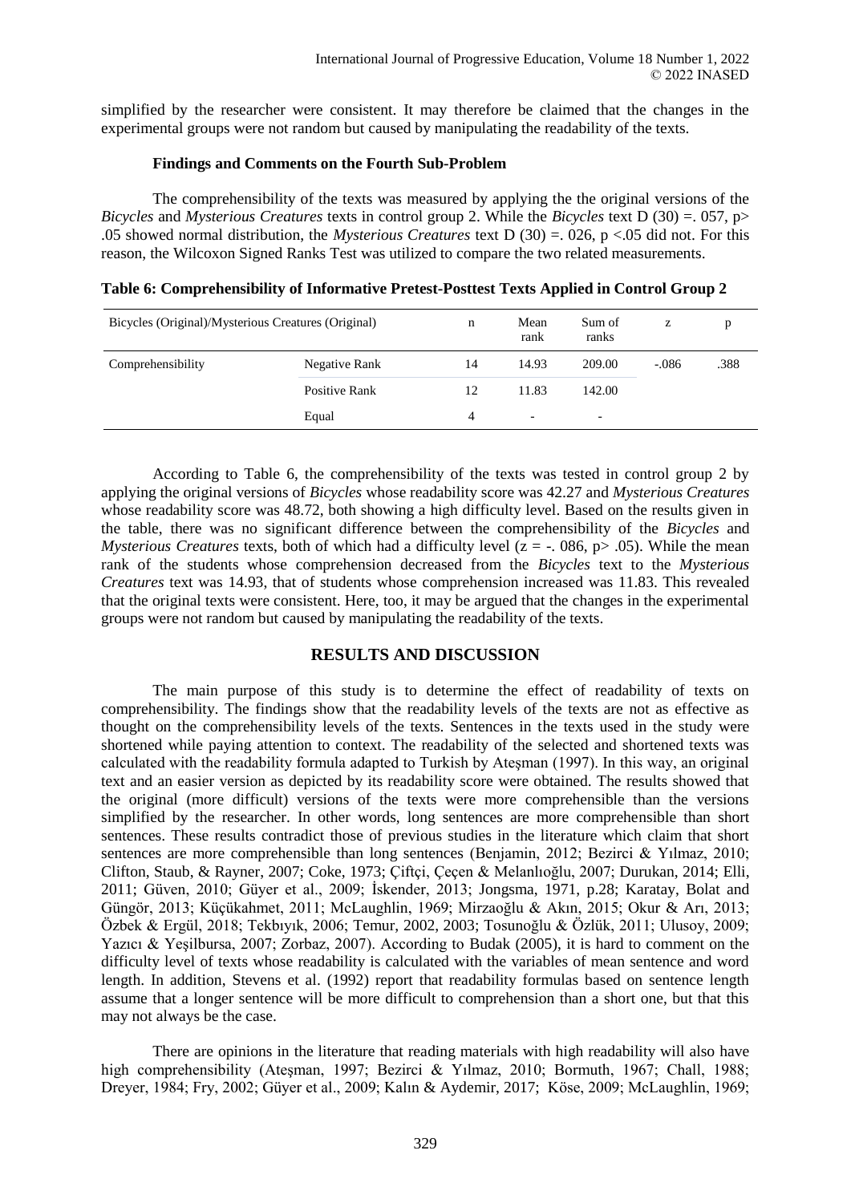simplified by the researcher were consistent. It may therefore be claimed that the changes in the experimental groups were not random but caused by manipulating the readability of the texts.

### Findings and Comments on the Fourth Sub-Problem

The comprehensibility of the texts was measured by applying the the original versions of the *Bicycles* and *Mysterious Creatures* texts in control group 2. While the *Bicycles* text D (30) =. 057, p> .05 showed normal distribution, the *Mysterious Creatures* text D (30) =. 026, p <.05 did not. For this reason, the Wilcoxon Signed Ranks Test was utilized to compare the two related measurements.

**Table 6: Comprehensibility of Informative Pretest-Posttest Texts Applied in Control Group 2**

| Bicycles (Original)/Mysterious Creatures (Original) | | n | Mean rank | Sum of ranks | z | p |
|---|---|---|---|---|---|---|
| Comprehensibility | Negative Rank | 14 | 14.93 | 209.00 | -.086 | .388 |
| | Positive Rank | 12 | 11.83 | 142.00 | | |
| | Equal | 4 | - | - | | |

According to Table 6, the comprehensibility of the texts was tested in control group 2 by applying the original versions of *Bicycles* whose readability score was 42.27 and *Mysterious Creatures* whose readability score was 48.72, both showing a high difficulty level. Based on the results given in the table, there was no significant difference between the comprehensibility of the *Bicycles* and *Mysterious Creatures* texts, both of which had a difficulty level (z = -. 086, p> .05). While the mean rank of the students whose comprehension decreased from the *Bicycles* text to the *Mysterious Creatures* text was 14.93, that of students whose comprehension increased was 11.83. This revealed that the original texts were consistent. Here, too, it may be argued that the changes in the experimental groups were not random but caused by manipulating the readability of the texts.

## RESULTS AND DISCUSSION

The main purpose of this study is to determine the effect of readability of texts on comprehensibility. The findings show that the readability levels of the texts are not as effective as thought on the comprehensibility levels of the texts. Sentences in the texts used in the study were shortened while paying attention to context. The readability of the selected and shortened texts was calculated with the readability formula adapted to Turkish by Ateşman (1997). In this way, an original text and an easier version as depicted by its readability score were obtained. The results showed that the original (more difficult) versions of the texts were more comprehensible than the versions simplified by the researcher. In other words, long sentences are more comprehensible than short sentences. These results contradict those of previous studies in the literature which claim that short sentences are more comprehensible than long sentences (Benjamin, 2012; Bezirci & Yılmaz, 2010; Clifton, Staub, & Rayner, 2007; Coke, 1973; Çiftçi, Çeçen & Melanlıoğlu, 2007; Durukan, 2014; Elli, 2011; Güven, 2010; Güyer et al., 2009; İskender, 2013; Jongsma, 1971, p.28; Karatay, Bolat and Güngör, 2013; Küçükahmet, 2011; McLaughlin, 1969; Mirzaoğlu & Akın, 2015; Okur & Arı, 2013; Özbek & Ergül, 2018; Tekbıyık, 2006; Temur, 2002, 2003; Tosunoğlu & Özlük, 2011; Ulusoy, 2009; Yazıcı & Yeşilbursa, 2007; Zorbaz, 2007). According to Budak (2005), it is hard to comment on the difficulty level of texts whose readability is calculated with the variables of mean sentence and word length. In addition, Stevens et al. (1992) report that readability formulas based on sentence length assume that a longer sentence will be more difficult to comprehension than a short one, but that this may not always be the case.

There are opinions in the literature that reading materials with high readability will also have high comprehensibility (Ateşman, 1997; Bezirci & Yılmaz, 2010; Bormuth, 1967; Chall, 1988; Dreyer, 1984; Fry, 2002; Güyer et al., 2009; Kalın & Aydemir, 2017; Köse, 2009; McLaughlin, 1969;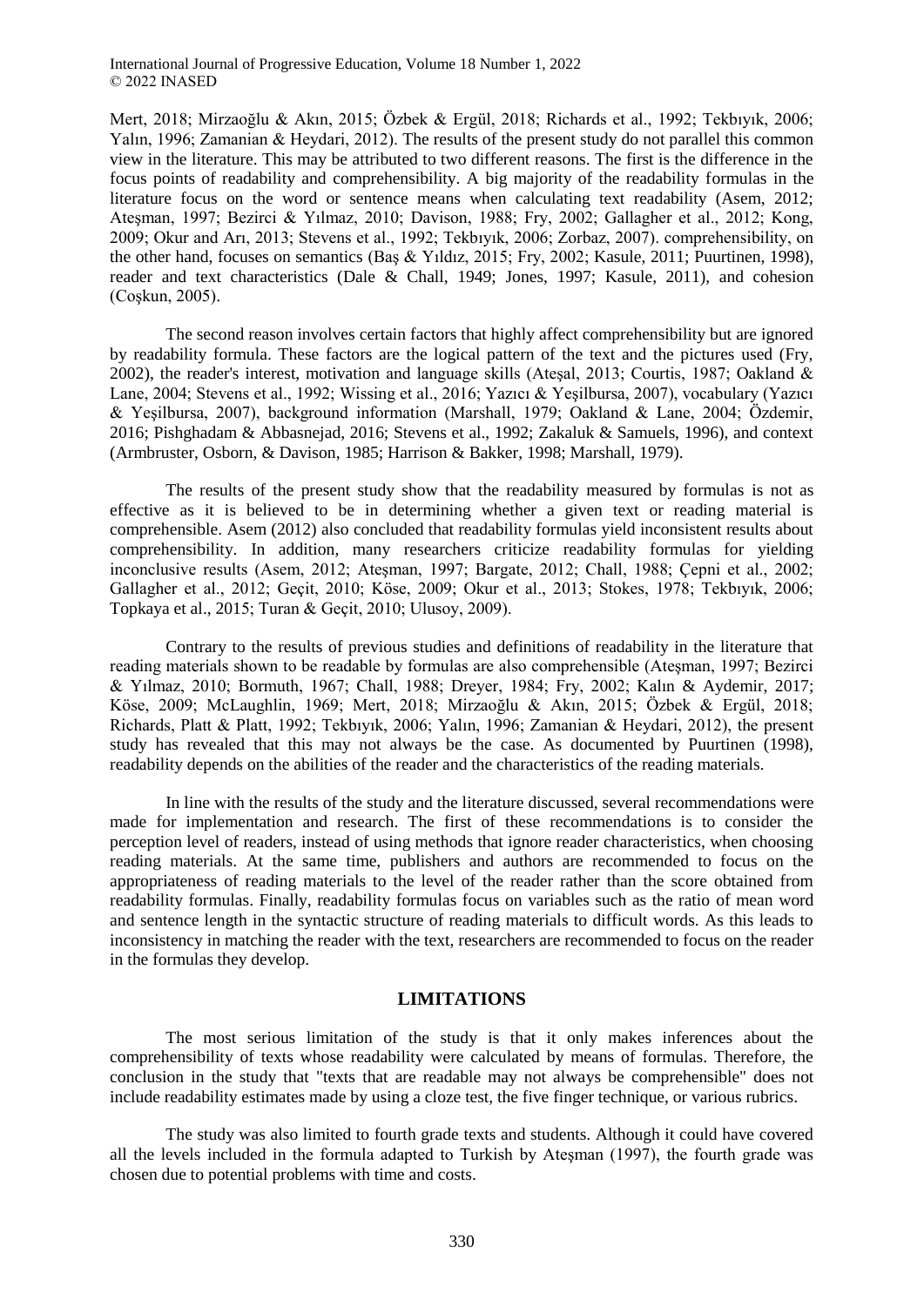Mert, 2018; Mirzaoğlu & Akın, 2015; Özbek & Ergül, 2018; Richards et al., 1992; Tekbıyık, 2006; Yalın, 1996; Zamanian & Heydari, 2012). The results of the present study do not parallel this common view in the literature. This may be attributed to two different reasons. The first is the difference in the focus points of readability and comprehensibility. A big majority of the readability formulas in the literature focus on the word or sentence means when calculating text readability (Asem, 2012; Ateşman, 1997; Bezirci & Yılmaz, 2010; Davison, 1988; Fry, 2002; Gallagher et al., 2012; Kong, 2009; Okur and Arı, 2013; Stevens et al., 1992; Tekbıyık, 2006; Zorbaz, 2007). comprehensibility, on the other hand, focuses on semantics (Baş & Yıldız, 2015; Fry, 2002; Kasule, 2011; Puurtinen, 1998), reader and text characteristics (Dale & Chall, 1949; Jones, 1997; Kasule, 2011), and cohesion (Coşkun, 2005).

The second reason involves certain factors that highly affect comprehensibility but are ignored by readability formula. These factors are the logical pattern of the text and the pictures used (Fry, 2002), the reader's interest, motivation and language skills (Ateşal, 2013; Courtis, 1987; Oakland & Lane, 2004; Stevens et al., 1992; Wissing et al., 2016; Yazıcı & Yeşilbursa, 2007), vocabulary (Yazıcı & Yeşilbursa, 2007), background information (Marshall, 1979; Oakland & Lane, 2004; Özdemir, 2016; Pishghadam & Abbasnejad, 2016; Stevens et al., 1992; Zakaluk & Samuels, 1996), and context (Armbruster, Osborn, & Davison, 1985; Harrison & Bakker, 1998; Marshall, 1979).

The results of the present study show that the readability measured by formulas is not as effective as it is believed to be in determining whether a given text or reading material is comprehensible. Asem (2012) also concluded that readability formulas yield inconsistent results about comprehensibility. In addition, many researchers criticize readability formulas for yielding inconclusive results (Asem, 2012; Ateşman, 1997; Bargate, 2012; Chall, 1988; Çepni et al., 2002; Gallagher et al., 2012; Geçit, 2010; Köse, 2009; Okur et al., 2013; Stokes, 1978; Tekbıyık, 2006; Topkaya et al., 2015; Turan & Geçit, 2010; Ulusoy, 2009).

Contrary to the results of previous studies and definitions of readability in the literature that reading materials shown to be readable by formulas are also comprehensible (Ateşman, 1997; Bezirci & Yılmaz, 2010; Bormuth, 1967; Chall, 1988; Dreyer, 1984; Fry, 2002; Kalın & Aydemir, 2017; Köse, 2009; McLaughlin, 1969; Mert, 2018; Mirzaoğlu & Akın, 2015; Özbek & Ergül, 2018; Richards, Platt & Platt, 1992; Tekbıyık, 2006; Yalın, 1996; Zamanian & Heydari, 2012), the present study has revealed that this may not always be the case. As documented by Puurtinen (1998), readability depends on the abilities of the reader and the characteristics of the reading materials.

In line with the results of the study and the literature discussed, several recommendations were made for implementation and research. The first of these recommendations is to consider the perception level of readers, instead of using methods that ignore reader characteristics, when choosing reading materials. At the same time, publishers and authors are recommended to focus on the appropriateness of reading materials to the level of the reader rather than the score obtained from readability formulas. Finally, readability formulas focus on variables such as the ratio of mean word and sentence length in the syntactic structure of reading materials to difficult words. As this leads to inconsistency in matching the reader with the text, researchers are recommended to focus on the reader in the formulas they develop.

## LIMITATIONS

The most serious limitation of the study is that it only makes inferences about the comprehensibility of texts whose readability were calculated by means of formulas. Therefore, the conclusion in the study that "texts that are readable may not always be comprehensible" does not include readability estimates made by using a cloze test, the five finger technique, or various rubrics.

The study was also limited to fourth grade texts and students. Although it could have covered all the levels included in the formula adapted to Turkish by Ateşman (1997), the fourth grade was chosen due to potential problems with time and costs.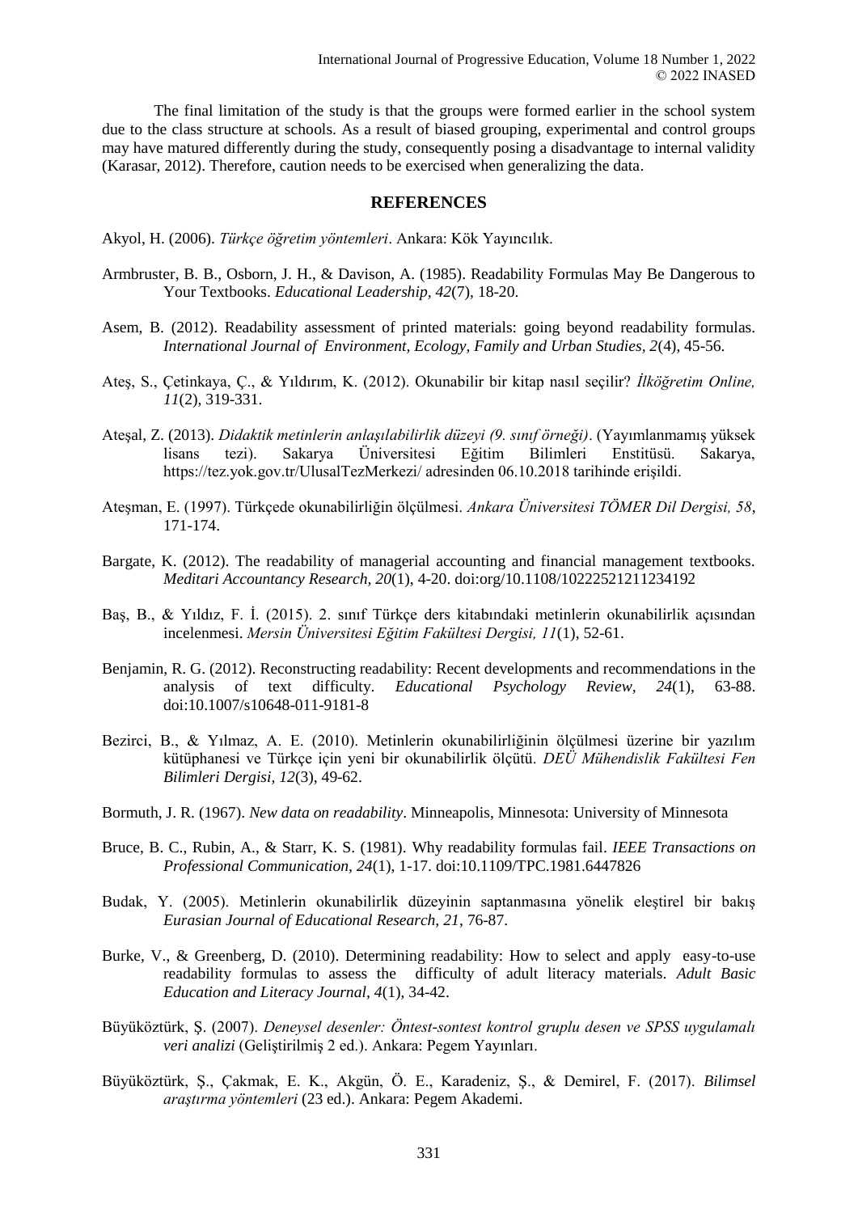The final limitation of the study is that the groups were formed earlier in the school system due to the class structure at schools. As a result of biased grouping, experimental and control groups may have matured differently during the study, consequently posing a disadvantage to internal validity (Karasar, 2012). Therefore, caution needs to be exercised when generalizing the data.

## REFERENCES

Akyol, H. (2006). *Türkçe öğretim yöntemleri*. Ankara: Kök Yayıncılık.

Armbruster, B. B., Osborn, J. H., & Davison, A. (1985). Readability Formulas May Be Dangerous to Your Textbooks. *Educational Leadership, 42*(7), 18-20.

Asem, B. (2012). Readability assessment of printed materials: going beyond readability formulas. *International Journal of Environment, Ecology, Family and Urban Studies, 2*(4), 45-56.

Ateş, S., Çetinkaya, Ç., & Yıldırım, K. (2012). Okunabilir bir kitap nasıl seçilir? *İlköğretim Online, 11*(2), 319-331.

Ateşal, Z. (2013). *Didaktik metinlerin anlaşılabilirlik düzeyi (9. sınıf örneği)*. (Yayımlanmamış yüksek lisans tezi). Sakarya Üniversitesi Eğitim Bilimleri Enstitüsü. Sakarya, https://tez.yok.gov.tr/UlusalTezMerkezi/ adresinden 06.10.2018 tarihinde erişildi.

Ateşman, E. (1997). Türkçede okunabilirliğin ölçülmesi. *Ankara Üniversitesi TÖMER Dil Dergisi, 58*, 171-174.

Bargate, K. (2012). The readability of managerial accounting and financial management textbooks. *Meditari Accountancy Research, 20*(1), 4-20. doi:org/10.1108/10222521211234192

Baş, B., & Yıldız, F. İ. (2015). 2. sınıf Türkçe ders kitabındaki metinlerin okunabilirlik açısından incelenmesi. *Mersin Üniversitesi Eğitim Fakültesi Dergisi, 11*(1), 52-61.

Benjamin, R. G. (2012). Reconstructing readability: Recent developments and recommendations in the analysis of text difficulty. *Educational Psychology Review, 24*(1), 63-88. doi:10.1007/s10648-011-9181-8

Bezirci, B., & Yılmaz, A. E. (2010). Metinlerin okunabilirliğinin ölçülmesi üzerine bir yazılım kütüphanesi ve Türkçe için yeni bir okunabilirlik ölçütü. *DEÜ Mühendislik Fakültesi Fen Bilimleri Dergisi, 12*(3), 49-62.

Bormuth, J. R. (1967). *New data on readability*. Minneapolis, Minnesota: University of Minnesota

Bruce, B. C., Rubin, A., & Starr, K. S. (1981). Why readability formulas fail. *IEEE Transactions on Professional Communication, 24*(1), 1-17. doi:10.1109/TPC.1981.6447826

Budak, Y. (2005). Metinlerin okunabilirlik düzeyinin saptanmasına yönelik eleştirel bir bakış *Eurasian Journal of Educational Research, 21*, 76-87.

Burke, V., & Greenberg, D. (2010). Determining readability: How to select and apply easy-to-use readability formulas to assess the difficulty of adult literacy materials. *Adult Basic Education and Literacy Journal, 4*(1), 34-42.

Büyüköztürk, Ş. (2007). *Deneysel desenler: Öntest-sontest kontrol gruplu desen ve SPSS uygulamalı veri analizi* (Geliştirilmiş 2 ed.). Ankara: Pegem Yayınları.

Büyüköztürk, Ş., Çakmak, E. K., Akgün, Ö. E., Karadeniz, Ş., & Demirel, F. (2017). *Bilimsel araştırma yöntemleri* (23 ed.). Ankara: Pegem Akademi.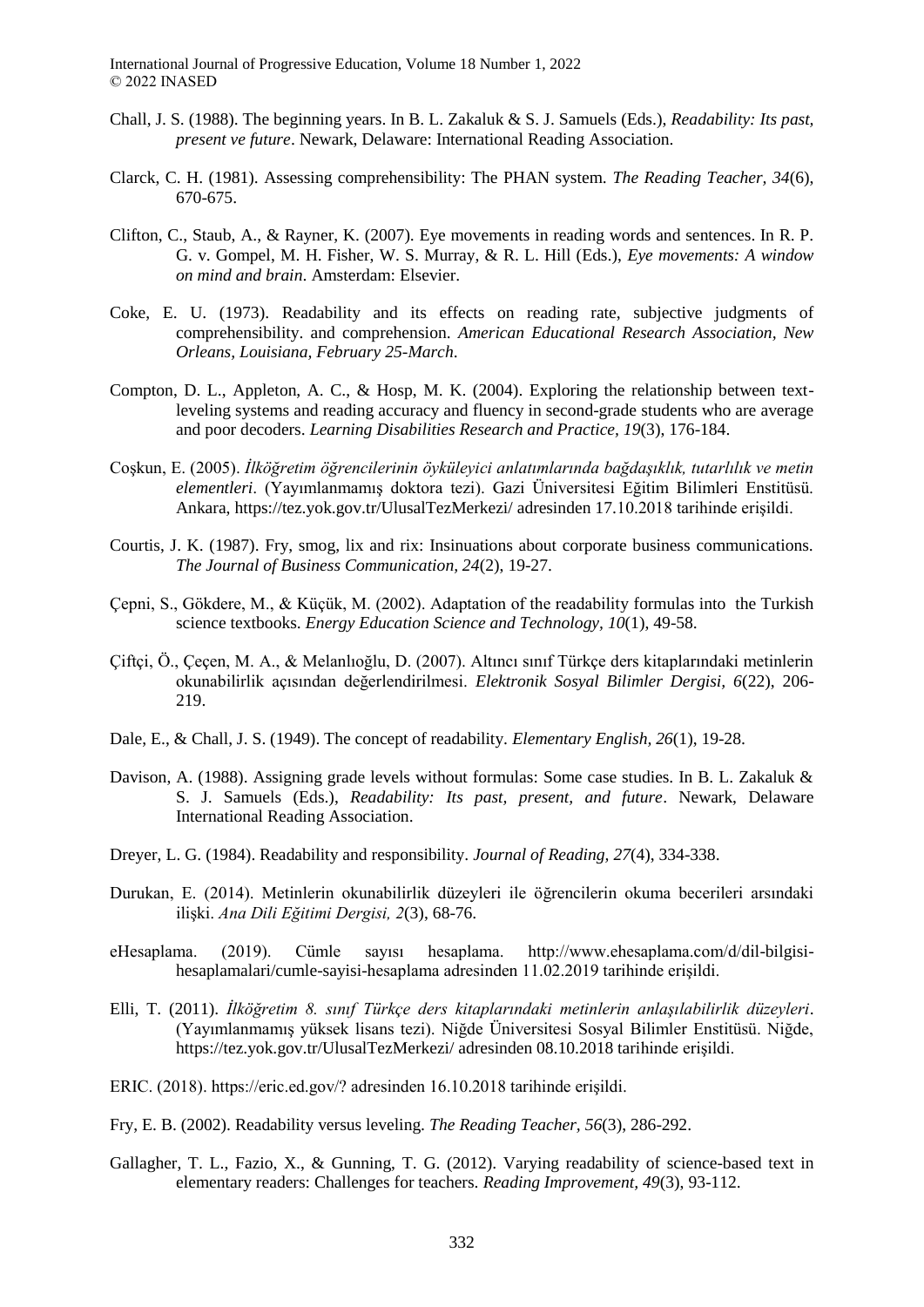Chall, J. S. (1988). The beginning years. In B. L. Zakaluk & S. J. Samuels (Eds.), *Readability: Its past, present ve future*. Newark, Delaware: International Reading Association.

Clarck, C. H. (1981). Assessing comprehensibility: The PHAN system. *The Reading Teacher, 34*(6), 670-675.

Clifton, C., Staub, A., & Rayner, K. (2007). Eye movements in reading words and sentences. In R. P. G. v. Gompel, M. H. Fisher, W. S. Murray, & R. L. Hill (Eds.), *Eye movements: A window on mind and brain*. Amsterdam: Elsevier.

Coke, E. U. (1973). Readability and its effects on reading rate, subjective judgments of comprehensibility. and comprehension. *American Educational Research Association, New Orleans, Louisiana, February 25-March*.

Compton, D. L., Appleton, A. C., & Hosp, M. K. (2004). Exploring the relationship between text-leveling systems and reading accuracy and fluency in second-grade students who are average and poor decoders. *Learning Disabilities Research and Practice, 19*(3), 176-184.

Coşkun, E. (2005). *İlköğretim öğrencilerinin öyküleyici anlatımlarında bağdaşıklık, tutarlılık ve metin elementleri*. (Yayımlanmamış doktora tezi). Gazi Üniversitesi Eğitim Bilimleri Enstitüsü. Ankara, https://tez.yok.gov.tr/UlusalTezMerkezi/ adresinden 17.10.2018 tarihinde erişildi.

Courtis, J. K. (1987). Fry, smog, lix and rix: Insinuations about corporate business communications. *The Journal of Business Communication, 24*(2), 19-27.

Çepni, S., Gökdere, M., & Küçük, M. (2002). Adaptation of the readability formulas into the Turkish science textbooks. *Energy Education Science and Technology, 10*(1), 49-58.

Çiftçi, Ö., Çeçen, M. A., & Melanlıoğlu, D. (2007). Altıncı sınıf Türkçe ders kitaplarındaki metinlerin okunabilirlik açısından değerlendirilmesi. *Elektronik Sosyal Bilimler Dergisi, 6*(22), 206-219.

Dale, E., & Chall, J. S. (1949). The concept of readability. *Elementary English, 26*(1), 19-28.

Davison, A. (1988). Assigning grade levels without formulas: Some case studies. In B. L. Zakaluk & S. J. Samuels (Eds.), *Readability: Its past, present, and future*. Newark, Delaware International Reading Association.

Dreyer, L. G. (1984). Readability and responsibility. *Journal of Reading, 27*(4), 334-338.

Durukan, E. (2014). Metinlerin okunabilirlik düzeyleri ile öğrencilerin okuma becerileri arsındaki ilişki. *Ana Dili Eğitimi Dergisi, 2*(3), 68-76.

eHesaplama. (2019). Cümle sayısı hesaplama. http://www.ehesaplama.com/d/dil-bilgisi-hesaplamalari/cumle-sayisi-hesaplama adresinden 11.02.2019 tarihinde erişildi.

Elli, T. (2011). *İlköğretim 8. sınıf Türkçe ders kitaplarındaki metinlerin anlaşılabilirlik düzeyleri*. (Yayınlanmamış yüksek lisans tezi). Niğde Üniversitesi Sosyal Bilimler Enstitüsü. Niğde, https://tez.yok.gov.tr/UlusalTezMerkezi/ adresinden 08.10.2018 tarihinde erişildi.

ERIC. (2018). https://eric.ed.gov/? adresinden 16.10.2018 tarihinde erişildi.

Fry, E. B. (2002). Readability versus leveling. *The Reading Teacher, 56*(3), 286-292.

Gallagher, T. L., Fazio, X., & Gunning, T. G. (2012). Varying readability of science-based text in elementary readers: Challenges for teachers. *Reading Improvement, 49*(3), 93-112.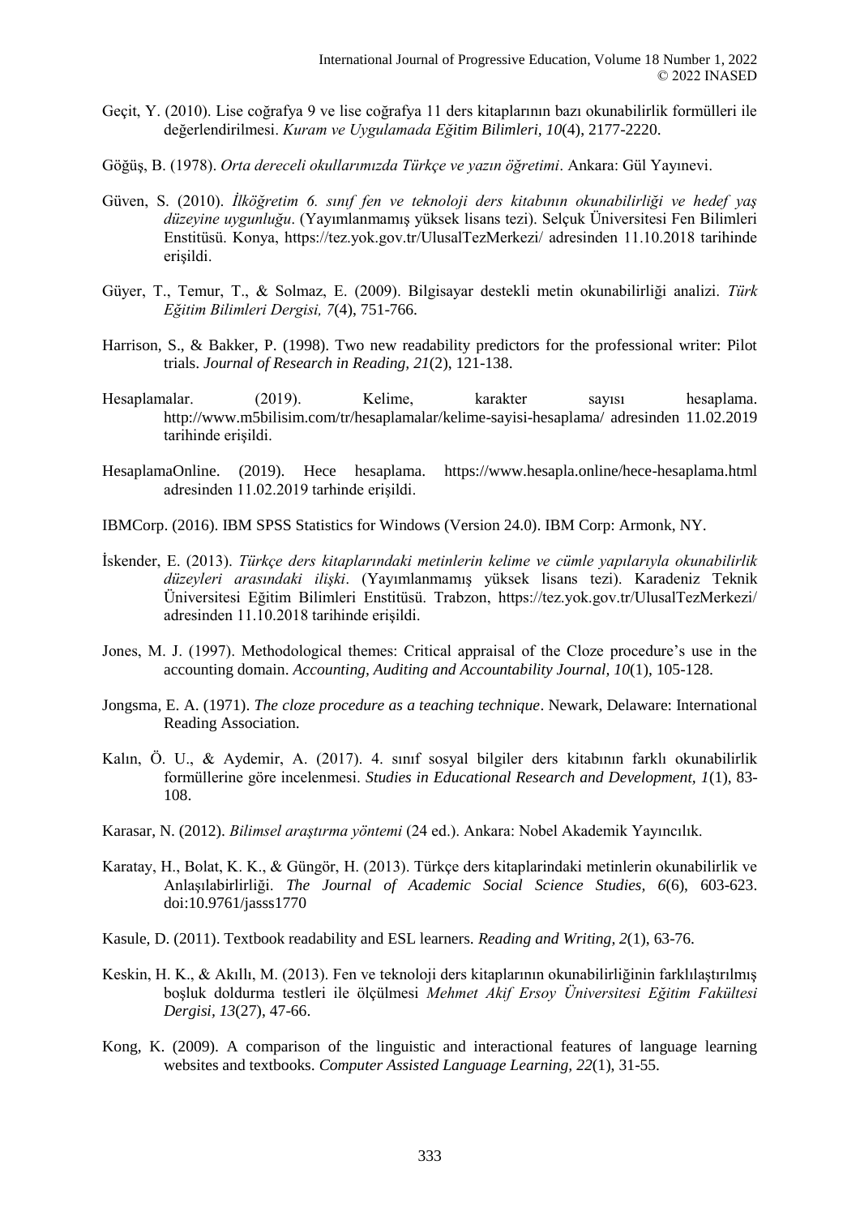Geçit, Y. (2010). Lise coğrafya 9 ve lise coğrafya 11 ders kitaplarının bazı okunabilirlik formülleri ile değerlendirilmesi. *Kuram ve Uygulamada Eğitim Bilimleri, 10*(4), 2177-2220.

Göğüş, B. (1978). *Orta dereceli okullarımızda Türkçe ve yazın öğretimi*. Ankara: Gül Yayınevi.

Güven, S. (2010). *İlköğretim 6. sınıf fen ve teknoloji ders kitabının okunabilirliği ve hedef yaş düzeyine uygunluğu*. (Yayımlanmamış yüksek lisans tezi). Selçuk Üniversitesi Fen Bilimleri Enstitüsü. Konya, https://tez.yok.gov.tr/UlusalTezMerkezi/ adresinden 11.10.2018 tarihinde erişildi.

Güyer, T., Temur, T., & Solmaz, E. (2009). Bilgisayar destekli metin okunabilirliği analizi. *Türk Eğitim Bilimleri Dergisi, 7*(4), 751-766.

Harrison, S., & Bakker, P. (1998). Two new readability predictors for the professional writer: Pilot trials. *Journal of Research in Reading, 21*(2), 121-138.

Hesaplamalar. (2019). Kelime, karakter sayısı hesaplama. http://www.m5bilisim.com/tr/hesaplamalar/kelime-sayisi-hesaplama/ adresinden 11.02.2019 tarihinde erişildi.

HesaplamaOnline. (2019). Hece hesaplama. https://www.hesapla.online/hece-hesaplama.html adresinden 11.02.2019 tarhinde erişildi.

IBMCorp. (2016). IBM SPSS Statistics for Windows (Version 24.0). IBM Corp: Armonk, NY.

İskender, E. (2013). *Türkçe ders kitaplarındaki metinlerin kelime ve cümle yapılarıyla okunabilirlik düzeyleri arasındaki ilişki*. (Yayımlanmamış yüksek lisans tezi). Karadeniz Teknik Üniversitesi Eğitim Bilimleri Enstitüsü. Trabzon, https://tez.yok.gov.tr/UlusalTezMerkezi/ adresinden 11.10.2018 tarihinde erişildi.

Jones, M. J. (1997). Methodological themes: Critical appraisal of the Cloze procedure's use in the accounting domain. *Accounting, Auditing and Accountability Journal, 10*(1), 105-128.

Jongsma, E. A. (1971). *The cloze procedure as a teaching technique*. Newark, Delaware: International Reading Association.

Kalın, Ö. U., & Aydemir, A. (2017). 4. sınıf sosyal bilgiler ders kitabının farklı okunabilirlik formüllerine göre incelenmesi. *Studies in Educational Research and Development, 1*(1), 83-108.

Karasar, N. (2012). *Bilimsel araştırma yöntemi* (24 ed.). Ankara: Nobel Akademik Yayıncılık.

Karatay, H., Bolat, K. K., & Güngör, H. (2013). Türkçe ders kitaplarindaki metinlerin okunabilirlik ve Anlaşılabilirliği. *The Journal of Academic Social Science Studies, 6*(6), 603-623. doi:10.9761/jasss1770

Kasule, D. (2011). Textbook readability and ESL learners. *Reading and Writing, 2*(1), 63-76.

Keskin, H. K., & Akıllı, M. (2013). Fen ve teknoloji ders kitaplarının okunabilirliğinin farklılaştırılmış boşluk doldurma testleri ile ölçülmesi *Mehmet Akif Ersoy Üniversitesi Eğitim Fakültesi Dergisi, 13*(27), 47-66.

Kong, K. (2009). A comparison of the linguistic and interactional features of language learning websites and textbooks. *Computer Assisted Language Learning, 22*(1), 31-55.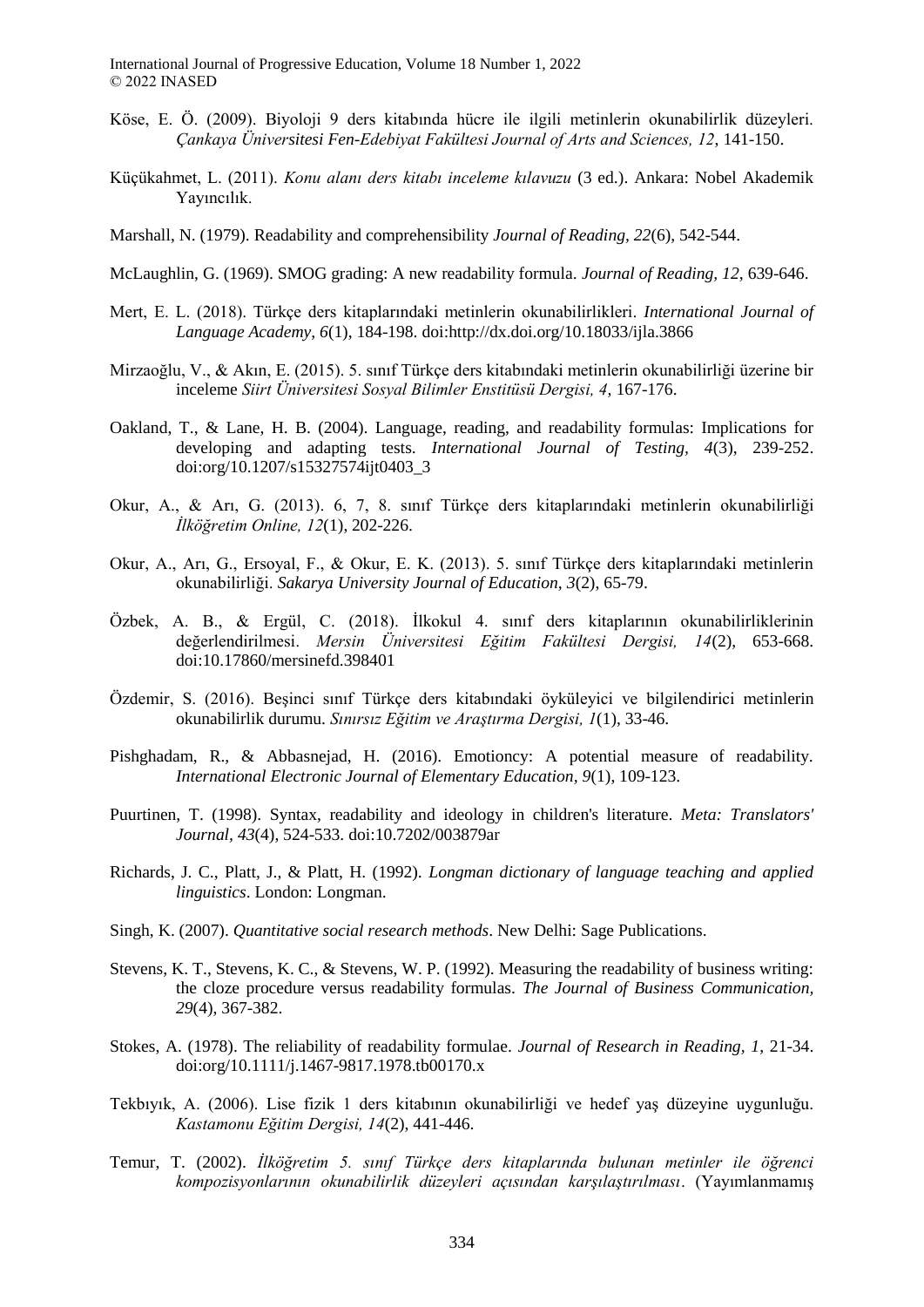Köse, E. Ö. (2009). Biyoloji 9 ders kitabında hücre ile ilgili metinlerin okunabilirlik düzeyleri. *Çankaya Üniversitesi Fen-Edebiyat Fakültesi Journal of Arts and Sciences, 12*, 141-150.

Küçükahmet, L. (2011). *Konu alanı ders kitabı inceleme kılavuzu* (3 ed.). Ankara: Nobel Akademik Yayıncılık.

Marshall, N. (1979). Readability and comprehensibility *Journal of Reading, 22*(6), 542-544.

McLaughlin, G. (1969). SMOG grading: A new readability formula. *Journal of Reading, 12*, 639-646.

Mert, E. L. (2018). Türkçe ders kitaplarındaki metinlerin okunabilirlikleri. *International Journal of Language Academy, 6*(1), 184-198. doi:http://dx.doi.org/10.18033/ijla.3866

Mirzaoğlu, V., & Akın, E. (2015). 5. sınıf Türkçe ders kitabındaki metinlerin okunabilirliği üzerine bir inceleme *Siirt Üniversitesi Sosyal Bilimler Enstitüsü Dergisi, 4*, 167-176.

Oakland, T., & Lane, H. B. (2004). Language, reading, and readability formulas: Implications for developing and adapting tests. *International Journal of Testing, 4*(3), 239-252. doi:org/10.1207/s15327574ijt0403_3

Okur, A., & Arı, G. (2013). 6, 7, 8. sınıf Türkçe ders kitaplarındaki metinlerin okunabilirliği *İlköğretim Online, 12*(1), 202-226.

Okur, A., Arı, G., Ersoyal, F., & Okur, E. K. (2013). 5. sınıf Türkçe ders kitaplarındaki metinlerin okunabilirliği. *Sakarya University Journal of Education, 3*(2), 65-79.

Özbek, A. B., & Ergül, C. (2018). İlkokul 4. sınıf ders kitaplarının okunabilirliklerinin değerlendirilmesi. *Mersin Üniversitesi Eğitim Fakültesi Dergisi, 14*(2), 653-668. doi:10.17860/mersinefd.398401

Özdemir, S. (2016). Beşinci sınıf Türkçe ders kitabındaki öyküleyici ve bilgilendirici metinlerin okunabilirlik durumu. *Sınırsız Eğitim ve Araştırma Dergisi, 1*(1), 33-46.

Pishghadam, R., & Abbasnejad, H. (2016). Emotioncy: A potential measure of readability. *International Electronic Journal of Elementary Education, 9*(1), 109-123.

Puurtinen, T. (1998). Syntax, readability and ideology in children's literature. *Meta: Translators' Journal, 43*(4), 524-533. doi:10.7202/003879ar

Richards, J. C., Platt, J., & Platt, H. (1992). *Longman dictionary of language teaching and applied linguistics*. London: Longman.

Singh, K. (2007). *Quantitative social research methods*. New Delhi: Sage Publications.

Stevens, K. T., Stevens, K. C., & Stevens, W. P. (1992). Measuring the readability of business writing: the cloze procedure versus readability formulas. *The Journal of Business Communication, 29*(4), 367-382.

Stokes, A. (1978). The reliability of readability formulae. *Journal of Research in Reading, 1*, 21-34. doi:org/10.1111/j.1467-9817.1978.tb00170.x

Tekbıyık, A. (2006). Lise fizik 1 ders kitabının okunabilirliği ve hedef yaş düzeyine uygunluğu. *Kastamonu Eğitim Dergisi, 14*(2), 441-446.

Temur, T. (2002). *İlköğretim 5. sınıf Türkçe ders kitaplarında bulunan metinler ile öğrenci kompozisyonlarının okunabilirlik düzeyleri açısından karşılaştırılması*. (Yayımlanmamış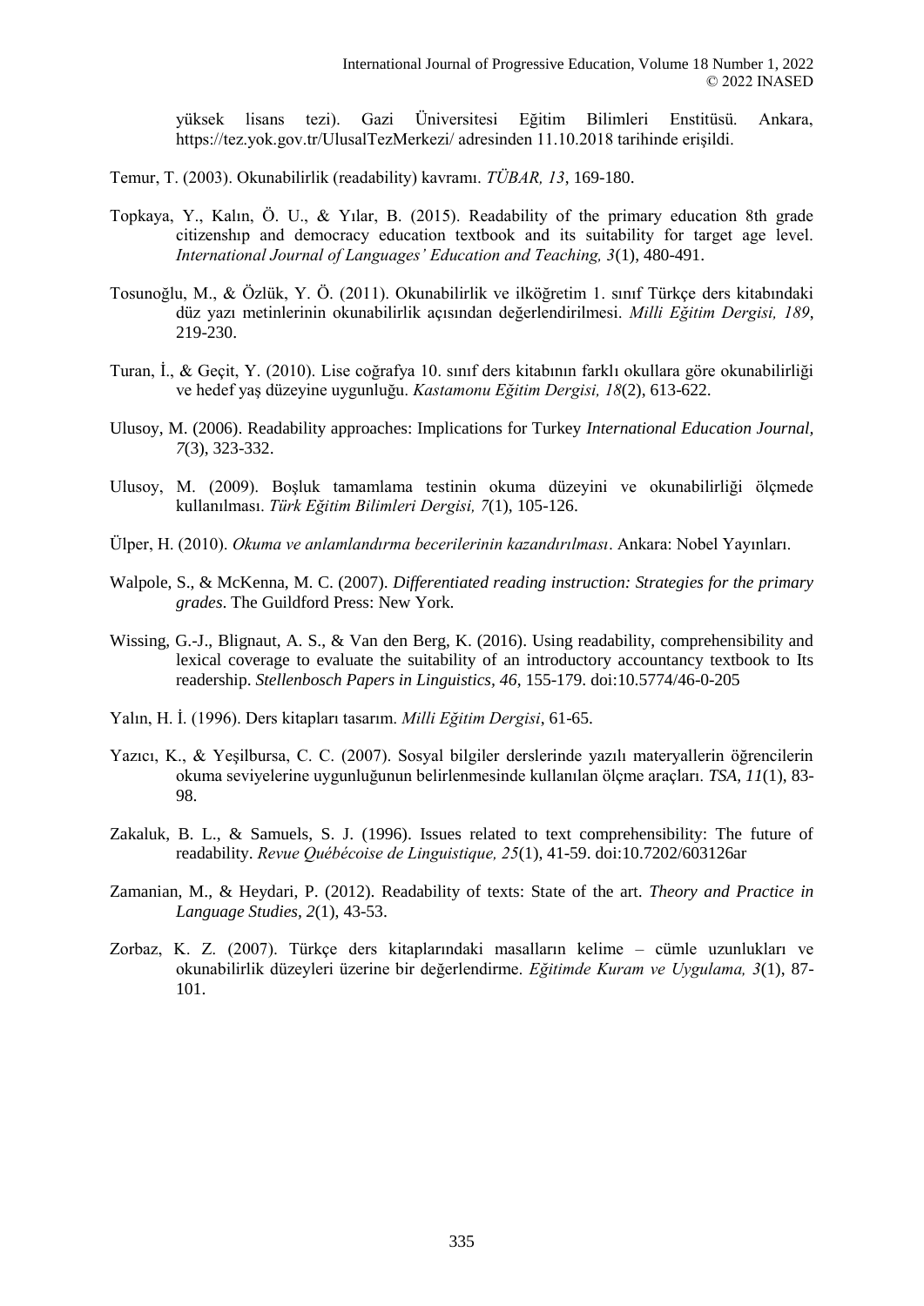yüksek lisans tezi). Gazi Üniversitesi Eğitim Bilimleri Enstitüsü. Ankara, https://tez.yok.gov.tr/UlusalTezMerkezi/ adresinden 11.10.2018 tarihinde erişildi.

Temur, T. (2003). Okunabilirlik (readability) kavramı. *TÜBAR, 13*, 169-180.

Topkaya, Y., Kalın, Ö. U., & Yılar, B. (2015). Readability of the primary education 8th grade citizenshıp and democracy education textbook and its suitability for target age level. *International Journal of Languages' Education and Teaching, 3*(1), 480-491.

Tosunoğlu, M., & Özlük, Y. Ö. (2011). Okunabilirlik ve ilköğretim 1. sınıf Türkçe ders kitabındaki düz yazı metinlerinin okunabilirlik açısından değerlendirilmesi. *Milli Eğitim Dergisi, 189*, 219-230.

Turan, İ., & Geçit, Y. (2010). Lise coğrafya 10. sınıf ders kitabının farklı okullara göre okunabilirliği ve hedef yaş düzeyine uygunluğu. *Kastamonu Eğitim Dergisi, 18*(2), 613-622.

Ulusoy, M. (2006). Readability approaches: Implications for Turkey *International Education Journal, 7*(3), 323-332.

Ulusoy, M. (2009). Boşluk tamamlama testinin okuma düzeyini ve okunabilirliği ölçmede kullanılması. *Türk Eğitim Bilimleri Dergisi, 7*(1), 105-126.

Ülper, H. (2010). *Okuma ve anlamlandırma becerilerinin kazandırılması*. Ankara: Nobel Yayınları.

Walpole, S., & McKenna, M. C. (2007). *Differentiated reading instruction: Strategies for the primary grades*. The Guildford Press: New York.

Wissing, G.-J., Blignaut, A. S., & Van den Berg, K. (2016). Using readability, comprehensibility and lexical coverage to evaluate the suitability of an introductory accountancy textbook to Its readership. *Stellenbosch Papers in Linguistics, 46*, 155-179. doi:10.5774/46-0-205

Yalın, H. İ. (1996). Ders kitapları tasarım. *Milli Eğitim Dergisi*, 61-65.

Yazıcı, K., & Yeşilbursa, C. C. (2007). Sosyal bilgiler derslerinde yazılı materyallerin öğrencilerin okuma seviyelerine uygunluğunun belirlenmesinde kullanılan ölçme araçları. *TSA, 11*(1), 83-98.

Zakaluk, B. L., & Samuels, S. J. (1996). Issues related to text comprehensibility: The future of readability. *Revue Québécoise de Linguistique, 25*(1), 41-59. doi:10.7202/603126ar

Zamanian, M., & Heydari, P. (2012). Readability of texts: State of the art. *Theory and Practice in Language Studies, 2*(1), 43-53.

Zorbaz, K. Z. (2007). Türkçe ders kitaplarındaki masalların kelime – cümle uzunlukları ve okunabilirlik düzeyleri üzerine bir değerlendirme. *Eğitimde Kuram ve Uygulama, 3*(1), 87-101.